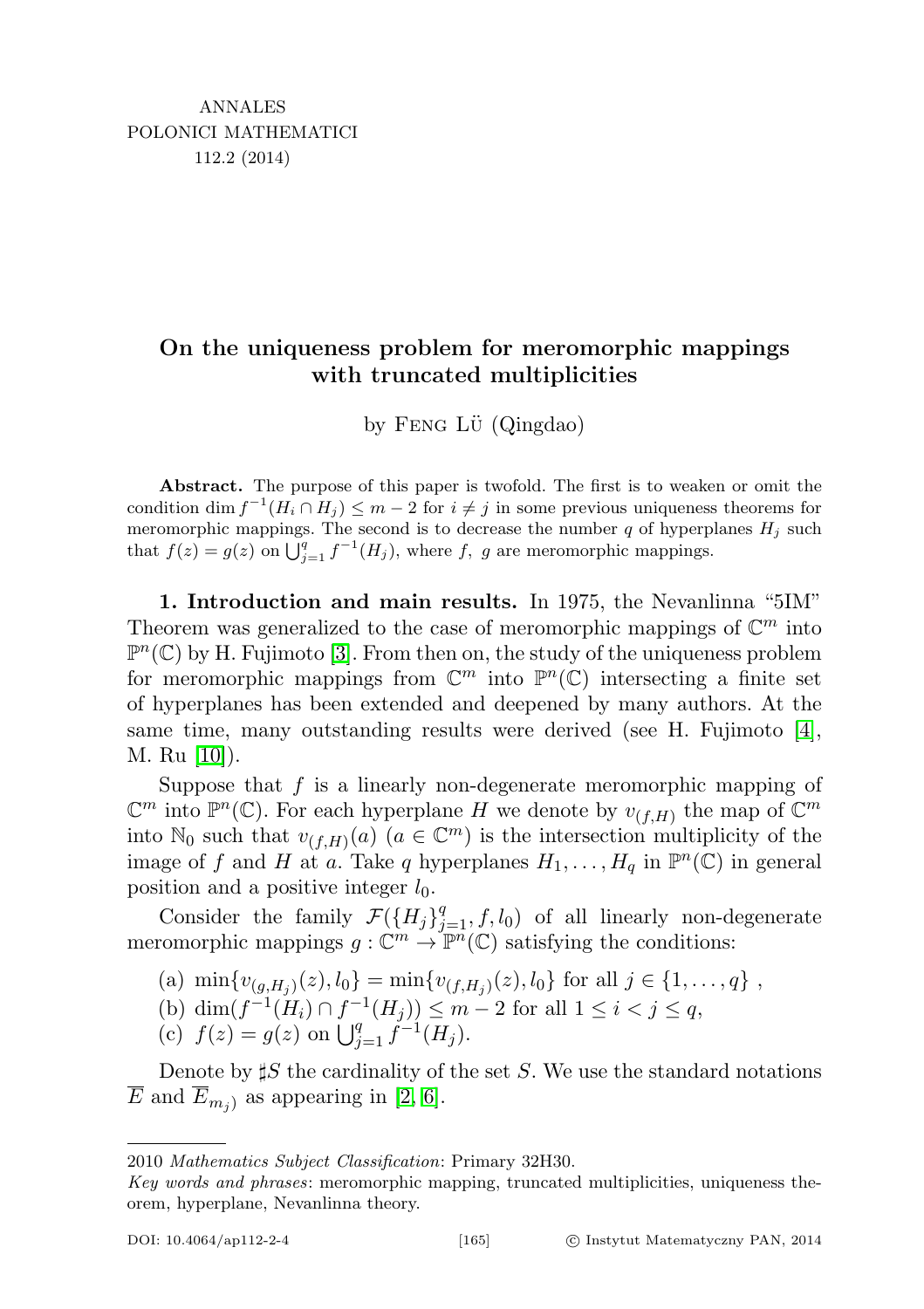# On the uniqueness problem for meromorphic mappings with truncated multiplicities

by Feng Lü (Qingdao)

**Abstract.** The purpose of this paper is twofold. The first is to weaken or omit the condition $\dim f^{-1}(H_i \cap H_j) \leq m-2$ for $i \neq j$ in some previous uniqueness theorems for meromorphic mappings. The second is to decrease the number $q$ of hyperplanes $H_j$ such that $f(z) = g(z)$ on $\bigcup_{j=1}^{q} f^{-1}(H_j)$, where $f,\ g$ are meromorphic mappings.

## 1. Introduction and main results.

In 1975, the Nevanlinna "5IM" Theorem was generalized to the case of meromorphic mappings of $\mathbb{C}^m$ into $\mathbb{P}^n(\mathbb{C})$ by H. Fujimoto [3]. From then on, the study of the uniqueness problem for meromorphic mappings from $\mathbb{C}^m$ into $\mathbb{P}^n(\mathbb{C})$ intersecting a finite set of hyperplanes has been extended and deepened by many authors. At the same time, many outstanding results were derived (see H. Fujimoto [4], M. Ru [10]).

Suppose that $f$ is a linearly non-degenerate meromorphic mapping of $\mathbb{C}^m$ into $\mathbb{P}^n(\mathbb{C})$. For each hyperplane $H$ we denote by $v_{(f,H)}$ the map of $\mathbb{C}^m$ into $\mathbb{N}_0$ such that $v_{(f,H)}(a)$ $(a \in \mathbb{C}^m)$ is the intersection multiplicity of the image of $f$ and $H$ at $a$. Take $q$ hyperplanes $H_1, \dots, H_q$ in $\mathbb{P}^n(\mathbb{C})$ in general position and a positive integer $l_0$.

Consider the family $\mathcal{F}(\{H_j\}_{j=1}^{q}, f, l_0)$ of all linearly non-degenerate meromorphic mappings $g : \mathbb{C}^m \to \mathbb{P}^n(\mathbb{C})$ satisfying the conditions:

(a) $\min\{v_{(g,H_j)}(z), l_0\} = \min\{v_{(f,H_j)}(z), l_0\}$ for all $j \in \{1, \dots, q\}$ ,
(b) $\dim(f^{-1}(H_i) \cap f^{-1}(H_j)) \leq m-2$ for all $1 \leq i < j \leq q$,
(c) $f(z) = g(z)$ on $\bigcup_{j=1}^{q} f^{-1}(H_j)$.

Denote by $\sharp S$ the cardinality of the set $S$. We use the standard notations $\overline{E}$ and $\overline{E}_{m_j)}$ as appearing in [2, 6].

---

2010 *Mathematics Subject Classification*: Primary 32H30.

*Key words and phrases*: meromorphic mapping, truncated multiplicities, uniqueness theorem, hyperplane, Nevanlinna theory.

DOI: 10.4064/ap112-2-4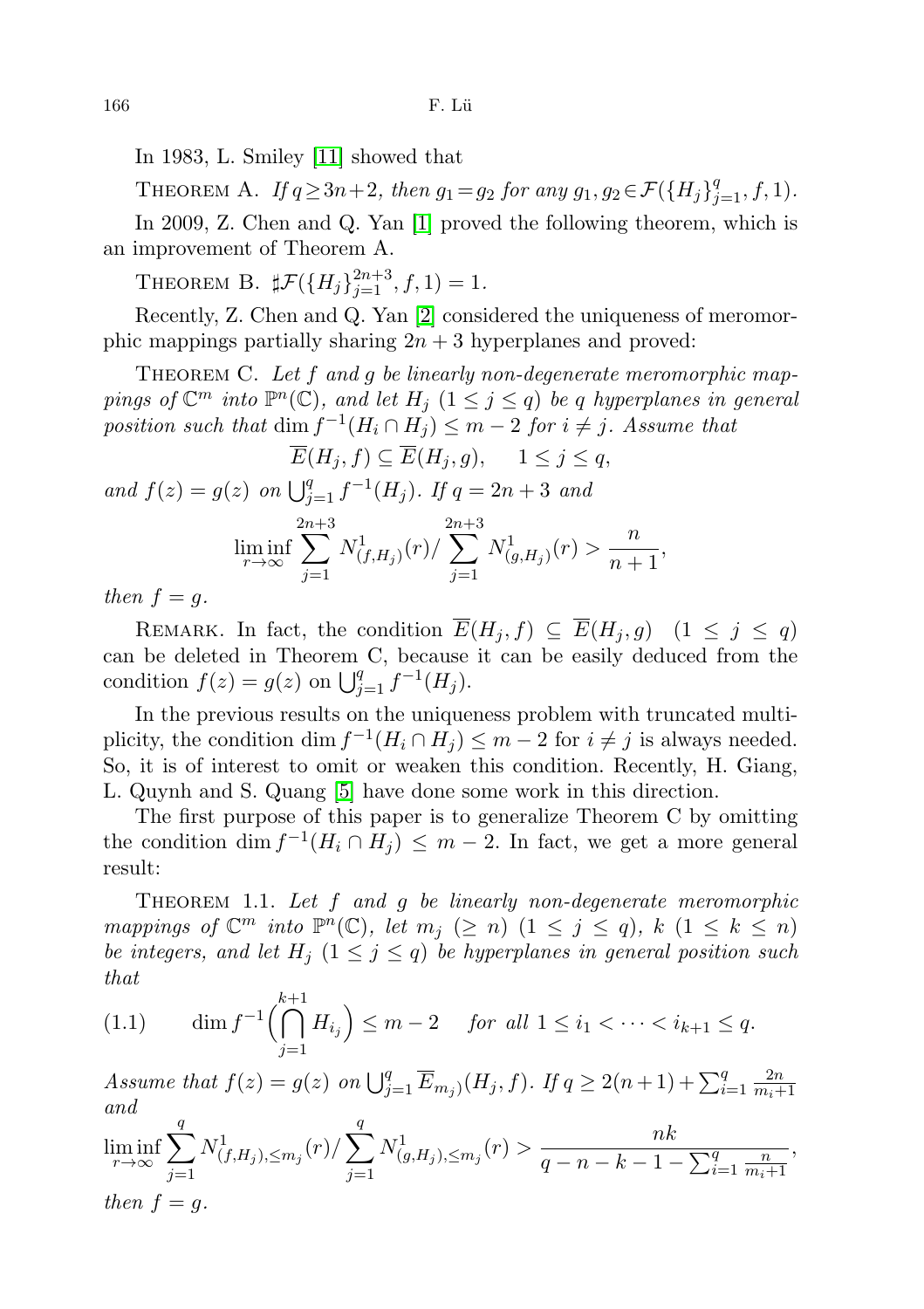In 1983, L. Smiley [11] showed that

Theorem A. *If* $q \geq 3n+2$, *then* $g_1 = g_2$ *for any* $g_1, g_2 \in \mathcal{F}(\{H_j\}_{j=1}^q, f, 1)$.

In 2009, Z. Chen and Q. Yan [1] proved the following theorem, which is an improvement of Theorem A.

Theorem B. $\sharp \mathcal{F}(\{H_j\}_{j=1}^{2n+3}, f, 1) = 1$.

Recently, Z. Chen and Q. Yan [2] considered the uniqueness of meromorphic mappings partially sharing $2n+3$ hyperplanes and proved:

Theorem C. *Let $f$ and $g$ be linearly non-degenerate meromorphic mappings of $\mathbb{C}^m$ into $\mathbb{P}^n(\mathbb{C})$, and let $H_j$ $(1 \leq j \leq q)$ be $q$ hyperplanes in general position such that $\dim f^{-1}(H_i \cap H_j) \leq m-2$ for $i \neq j$. Assume that*

$$\overline{E}(H_j, f) \subseteq \overline{E}(H_j, g), \quad 1 \leq j \leq q,$$

*and $f(z) = g(z)$ on $\bigcup_{j=1}^q f^{-1}(H_j)$. If $q = 2n+3$ and*

$$\liminf_{r \to \infty} \sum_{j=1}^{2n+3} N^1_{(f,H_j)}(r) / \sum_{j=1}^{2n+3} N^1_{(g,H_j)}(r) > \frac{n}{n+1},$$

*then $f = g$.*

Remark. In fact, the condition $\overline{E}(H_j, f) \subseteq \overline{E}(H_j, g)$ $(1 \leq j \leq q)$ can be deleted in Theorem C, because it can be easily deduced from the condition $f(z) = g(z)$ on $\bigcup_{j=1}^q f^{-1}(H_j)$.

In the previous results on the uniqueness problem with truncated multiplicity, the condition $\dim f^{-1}(H_i \cap H_j) \leq m-2$ for $i \neq j$ is always needed. So, it is of interest to omit or weaken this condition. Recently, H. Giang, L. Quynh and S. Quang [5] have done some work in this direction.

The first purpose of this paper is to generalize Theorem C by omitting the condition $\dim f^{-1}(H_i \cap H_j) \leq m-2$. In fact, we get a more general result:

Theorem 1.1. *Let $f$ and $g$ be linearly non-degenerate meromorphic mappings of $\mathbb{C}^m$ into $\mathbb{P}^n(\mathbb{C})$, let $m_j$ $(\geq n)$ $(1 \leq j \leq q)$, $k$ $(1 \leq k \leq n)$ be integers, and let $H_j$ $(1 \leq j \leq q)$ be hyperplanes in general position such that*

$$\dim f^{-1}\Big(\bigcap_{j=1}^{k+1} H_{i_j}\Big) \leq m-2 \quad \text{for all } 1 \leq i_1 < \cdots < i_{k+1} \leq q. \tag{1.1}$$

*Assume that $f(z) = g(z)$ on $\bigcup_{j=1}^q \overline{E}_{m_j)}(H_j, f)$. If $q \geq 2(n+1) + \sum_{i=1}^q \frac{2n}{m_i+1}$ and*

$$\liminf_{r \to \infty} \sum_{j=1}^q N^1_{(f,H_j),\leq m_j}(r) / \sum_{j=1}^q N^1_{(g,H_j),\leq m_j}(r) > \frac{nk}{q-n-k-1-\sum_{i=1}^q \frac{n}{m_i+1}},$$

*then $f = g$.*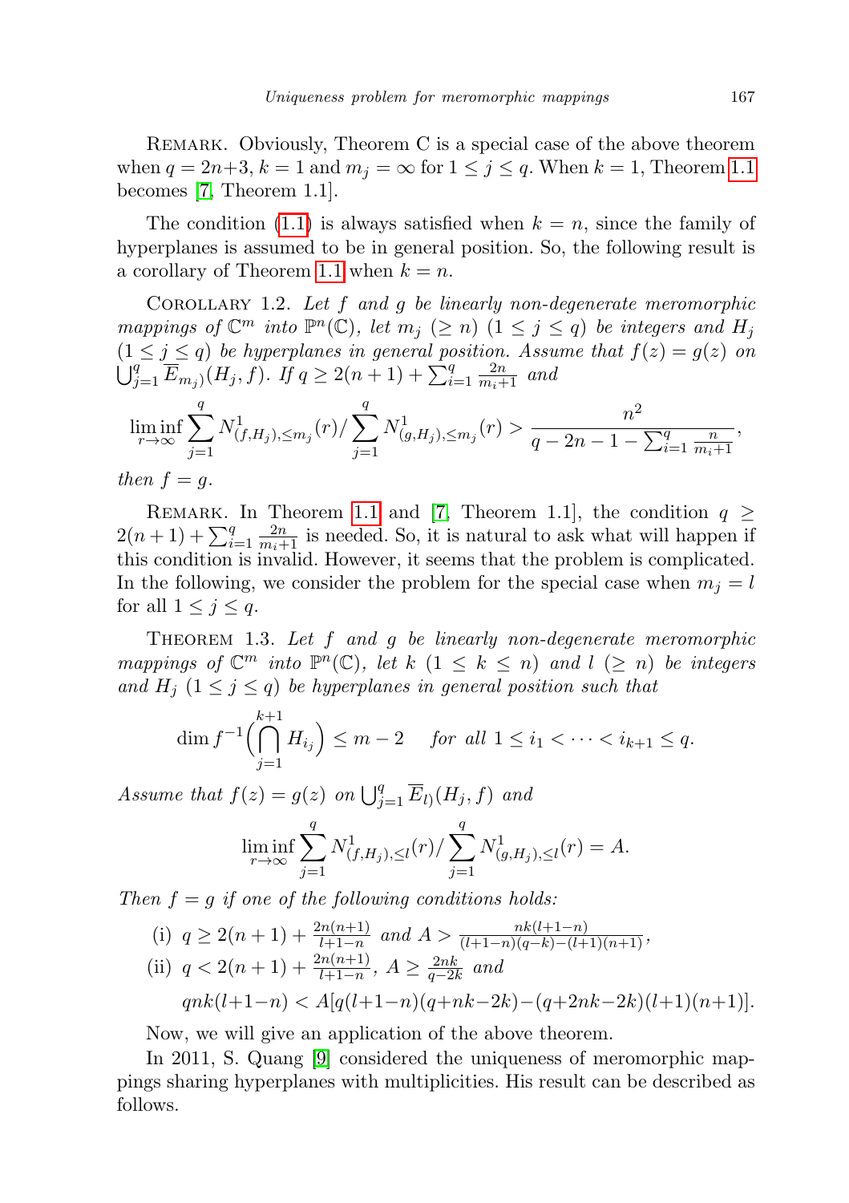Remark. Obviously, Theorem C is a special case of the above theorem when $q = 2n+3$, $k = 1$ and $m_j = \infty$ for $1 \le j \le q$. When $k = 1$, Theorem 1.1 becomes [7, Theorem 1.1].

The condition (1.1) is always satisfied when $k = n$, since the family of hyperplanes is assumed to be in general position. So, the following result is a corollary of Theorem 1.1 when $k = n$.

Corollary 1.2. *Let $f$ and $g$ be linearly non-degenerate meromorphic mappings of $\mathbb{C}^m$ into $\mathbb{P}^n(\mathbb{C})$, let $m_j$ $(\ge n)$ $(1 \le j \le q)$ be integers and $H_j$ $(1 \le j \le q)$ be hyperplanes in general position. Assume that $f(z) = g(z)$ on $\bigcup_{j=1}^q \overline{E}_{m_j)}(H_j, f)$. If $q \ge 2(n+1) + \sum_{i=1}^q \frac{2n}{m_i+1}$ and*

$$\liminf_{r\to\infty} \sum_{j=1}^q N^1_{(f,H_j),\le m_j}(r) / \sum_{j=1}^q N^1_{(g,H_j),\le m_j}(r) > \frac{n^2}{q - 2n - 1 - \sum_{i=1}^q \frac{n}{m_i+1}},$$

*then $f = g$.*

Remark. In Theorem 1.1 and [7, Theorem 1.1], the condition $q \ge 2(n+1) + \sum_{i=1}^q \frac{2n}{m_i+1}$ is needed. So, it is natural to ask what will happen if this condition is invalid. However, it seems that the problem is complicated. In the following, we consider the problem for the special case when $m_j = l$ for all $1 \le j \le q$.

Theorem 1.3. *Let $f$ and $g$ be linearly non-degenerate meromorphic mappings of $\mathbb{C}^m$ into $\mathbb{P}^n(\mathbb{C})$, let $k$ $(1 \le k \le n)$ and $l$ $(\ge n)$ be integers and $H_j$ $(1 \le j \le q)$ be hyperplanes in general position such that*

$$\dim f^{-1}\Big(\bigcap_{j=1}^{k+1} H_{i_j}\Big) \le m - 2 \quad \text{for all } 1 \le i_1 < \cdots < i_{k+1} \le q.$$

*Assume that $f(z) = g(z)$ on $\bigcup_{j=1}^q \overline{E}_{l)}(H_j, f)$ and*

$$\liminf_{r\to\infty} \sum_{j=1}^q N^1_{(f,H_j),\le l}(r) / \sum_{j=1}^q N^1_{(g,H_j),\le l}(r) = A.$$

*Then $f = g$ if one of the following conditions holds:*

(i) $q \ge 2(n+1) + \frac{2n(n+1)}{l+1-n}$ *and* $A > \frac{nk(l+1-n)}{(l+1-n)(q-k)-(l+1)(n+1)}$,

(ii) $q < 2(n+1) + \frac{2n(n+1)}{l+1-n}$, $A \ge \frac{2nk}{q-2k}$ *and*

$$qnk(l+1-n) < A[q(l+1-n)(q+nk-2k) - (q+2nk-2k)(l+1)(n+1)].$$

Now, we will give an application of the above theorem.

In 2011, S. Quang [9] considered the uniqueness of meromorphic mappings sharing hyperplanes with multiplicities. His result can be described as follows.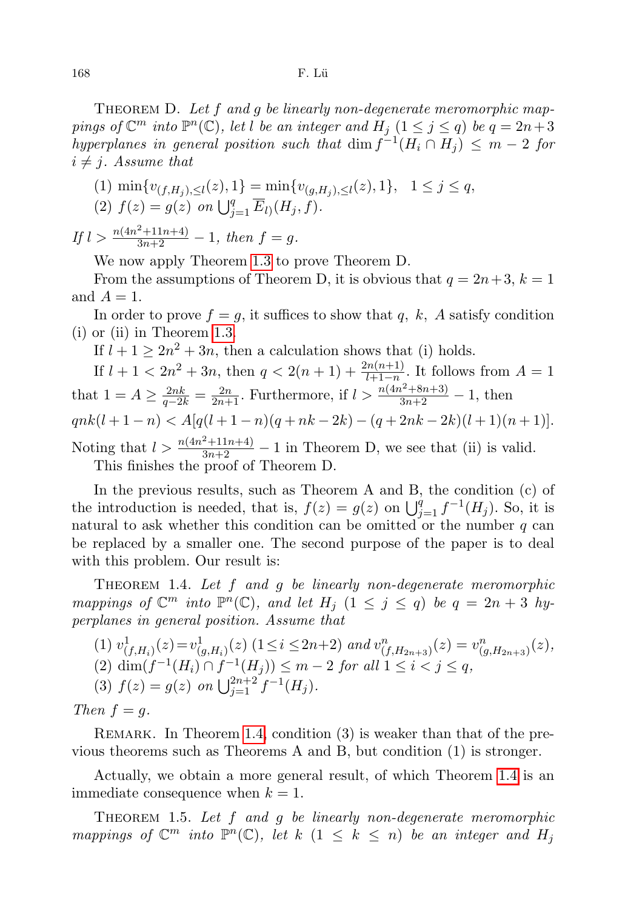Theorem D. *Let $f$ and $g$ be linearly non-degenerate meromorphic mappings of $\mathbb{C}^m$ into $\mathbb{P}^n(\mathbb{C})$, let $l$ be an integer and $H_j$ $(1 \le j \le q)$ be $q = 2n+3$ hyperplanes in general position such that $\dim f^{-1}(H_i \cap H_j) \le m-2$ for $i \ne j$. Assume that*

(1) $\min\{v_{(f,H_j),\le l}(z), 1\} = \min\{v_{(g,H_j),\le l}(z), 1\}$, $\quad 1 \le j \le q$,
(2) $f(z) = g(z)$ *on* $\bigcup_{j=1}^{q} \overline{E}_{l)}(H_j, f)$.

*If $l > \frac{n(4n^2+11n+4)}{3n+2} - 1$, then $f = g$.*

We now apply Theorem 1.3 to prove Theorem D.

From the assumptions of Theorem D, it is obvious that $q = 2n+3$, $k = 1$ and $A = 1$.

In order to prove $f = g$, it suffices to show that $q$, $k$, $A$ satisfy condition (i) or (ii) in Theorem 1.3.

If $l + 1 \ge 2n^2 + 3n$, then a calculation shows that (i) holds.

If $l + 1 < 2n^2 + 3n$, then $q < 2(n+1) + \frac{2n(n+1)}{l+1-n}$. It follows from $A = 1$ that $1 = A \ge \frac{2nk}{q-2k} = \frac{2n}{2n+1}$. Furthermore, if $l > \frac{n(4n^2+8n+3)}{3n+2} - 1$, then

$qnk(l+1-n) < A[q(l+1-n)(q+nk-2k) - (q+2nk-2k)(l+1)(n+1)]$.

Noting that $l > \frac{n(4n^2+11n+4)}{3n+2} - 1$ in Theorem D, we see that (ii) is valid.

This finishes the proof of Theorem D.

In the previous results, such as Theorem A and B, the condition (c) of the introduction is needed, that is, $f(z) = g(z)$ on $\bigcup_{j=1}^{q} f^{-1}(H_j)$. So, it is natural to ask whether this condition can be omitted or the number $q$ can be replaced by a smaller one. The second purpose of the paper is to deal with this problem. Our result is:

Theorem 1.4. *Let $f$ and $g$ be linearly non-degenerate meromorphic mappings of $\mathbb{C}^m$ into $\mathbb{P}^n(\mathbb{C})$, and let $H_j$ $(1 \le j \le q)$ be $q = 2n+3$ hyperplanes in general position. Assume that*

(1) $v^1_{(f,H_i)}(z) = v^1_{(g,H_i)}(z)$ $(1 \le i \le 2n+2)$ *and* $v^n_{(f,H_{2n+3})}(z) = v^n_{(g,H_{2n+3})}(z)$,
(2) $\dim(f^{-1}(H_i) \cap f^{-1}(H_j)) \le m-2$ *for all* $1 \le i < j \le q$,
(3) $f(z) = g(z)$ *on* $\bigcup_{j=1}^{2n+2} f^{-1}(H_j)$.

*Then $f = g$.*

Remark. In Theorem 1.4, condition (3) is weaker than that of the previous theorems such as Theorems A and B, but condition (1) is stronger.

Actually, we obtain a more general result, of which Theorem 1.4 is an immediate consequence when $k = 1$.

Theorem 1.5. *Let $f$ and $g$ be linearly non-degenerate meromorphic mappings of $\mathbb{C}^m$ into $\mathbb{P}^n(\mathbb{C})$, let $k$ $(1 \le k \le n)$ be an integer and $H_j$*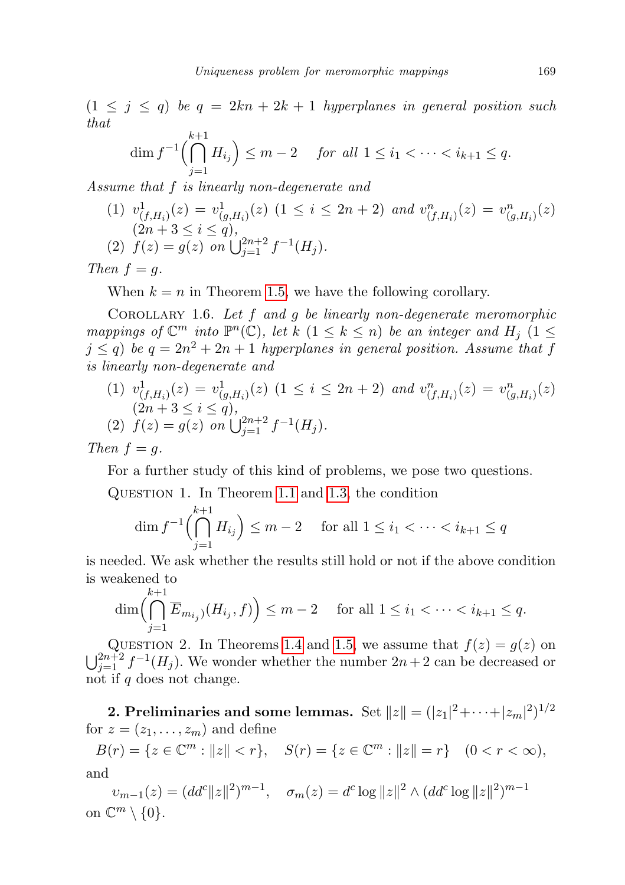*$(1 \le j \le q)$ be $q = 2kn + 2k + 1$ hyperplanes in general position such that*

$$\dim f^{-1}\Big(\bigcap_{j=1}^{k+1} H_{i_j}\Big) \le m-2 \quad \textit{for all } 1 \le i_1 < \cdots < i_{k+1} \le q.$$

*Assume that $f$ is linearly non-degenerate and*

(1) $v^1_{(f,H_i)}(z) = v^1_{(g,H_i)}(z)$ $(1 \le i \le 2n+2)$ *and* $v^n_{(f,H_i)}(z) = v^n_{(g,H_i)}(z)$ $(2n+3 \le i \le q)$,

(2) $f(z) = g(z)$ *on* $\bigcup_{j=1}^{2n+2} f^{-1}(H_j)$.

*Then $f = g$.*

When $k = n$ in Theorem 1.5, we have the following corollary.

Corollary 1.6. *Let $f$ and $g$ be linearly non-degenerate meromorphic mappings of $\mathbb{C}^m$ into $\mathbb{P}^n(\mathbb{C})$, let $k$ $(1 \le k \le n)$ be an integer and $H_j$ $(1 \le j \le q)$ be $q = 2n^2 + 2n + 1$ hyperplanes in general position. Assume that $f$ is linearly non-degenerate and*

(1) $v^1_{(f,H_i)}(z) = v^1_{(g,H_i)}(z)$ $(1 \le i \le 2n+2)$ *and* $v^n_{(f,H_i)}(z) = v^n_{(g,H_i)}(z)$ $(2n+3 \le i \le q)$,

(2) $f(z) = g(z)$ *on* $\bigcup_{j=1}^{2n+2} f^{-1}(H_j)$.

*Then $f = g$.*

For a further study of this kind of problems, we pose two questions.

Question 1. In Theorem 1.1 and 1.3, the condition

$$\dim f^{-1}\Big(\bigcap_{j=1}^{k+1} H_{i_j}\Big) \le m-2 \quad \text{for all } 1 \le i_1 < \cdots < i_{k+1} \le q$$

is needed. We ask whether the results still hold or not if the above condition is weakened to

$$\dim\Big(\bigcap_{j=1}^{k+1} \overline{E}_{m_{i_j})}(H_{i_j}, f)\Big) \le m-2 \quad \text{for all } 1 \le i_1 < \cdots < i_{k+1} \le q.$$

Question 2. In Theorems 1.4 and 1.5, we assume that $f(z) = g(z)$ on $\bigcup_{j=1}^{2n+2} f^{-1}(H_j)$. We wonder whether the number $2n+2$ can be decreased or not if $q$ does not change.

**2. Preliminaries and some lemmas.** Set $\|z\| = (|z_1|^2 + \cdots + |z_m|^2)^{1/2}$ for $z = (z_1, \ldots, z_m)$ and define

$$B(r) = \{z \in \mathbb{C}^m : \|z\| < r\}, \quad S(r) = \{z \in \mathbb{C}^m : \|z\| = r\} \quad (0 < r < \infty),$$

and

$$\upsilon_{m-1}(z) = (dd^c\|z\|^2)^{m-1}, \quad \sigma_m(z) = d^c \log \|z\|^2 \wedge (dd^c \log \|z\|^2)^{m-1}$$

on $\mathbb{C}^m \setminus \{0\}$.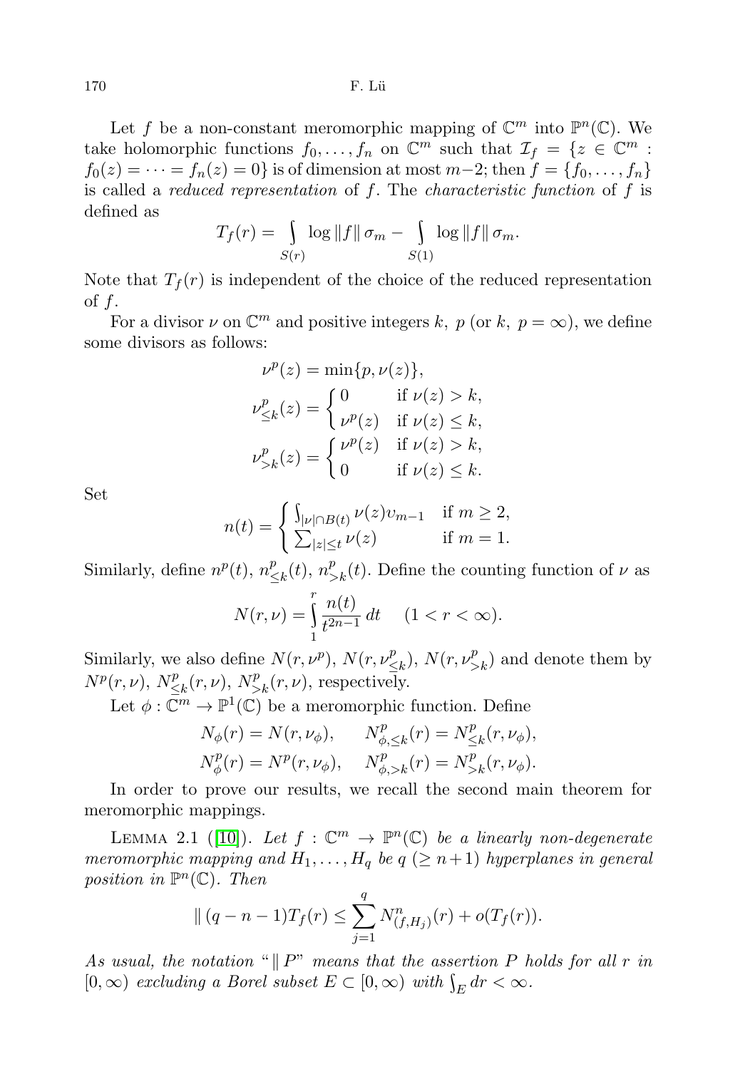Let $f$ be a non-constant meromorphic mapping of $\mathbb{C}^m$ into $\mathbb{P}^n(\mathbb{C})$. We take holomorphic functions $f_0, \ldots, f_n$ on $\mathbb{C}^m$ such that $\mathcal{I}_f = \{z \in \mathbb{C}^m : f_0(z) = \cdots = f_n(z) = 0\}$ is of dimension at most $m-2$; then $f = \{f_0, \ldots, f_n\}$ is called a *reduced representation* of $f$. The *characteristic function* of $f$ is defined as

$$T_f(r) = \int_{S(r)} \log \|f\| \, \sigma_m - \int_{S(1)} \log \|f\| \, \sigma_m.$$

Note that $T_f(r)$ is independent of the choice of the reduced representation of $f$.

For a divisor $\nu$ on $\mathbb{C}^m$ and positive integers $k,\ p$ (or $k,\ p = \infty$), we define some divisors as follows:

$$\nu^p(z) = \min\{p, \nu(z)\},$$

$$\nu^p_{\leq k}(z) = \begin{cases} 0 & \text{if } \nu(z) > k, \\ \nu^p(z) & \text{if } \nu(z) \leq k, \end{cases}$$

$$\nu^p_{>k}(z) = \begin{cases} \nu^p(z) & \text{if } \nu(z) > k, \\ 0 & \text{if } \nu(z) \leq k. \end{cases}$$

Set

$$n(t) = \begin{cases} \int_{|\nu| \cap B(t)} \nu(z) \upsilon_{m-1} & \text{if } m \geq 2, \\ \sum_{|z| \leq t} \nu(z) & \text{if } m = 1. \end{cases}$$

Similarly, define $n^p(t)$, $n^p_{\leq k}(t)$, $n^p_{>k}(t)$. Define the counting function of $\nu$ as

$$N(r, \nu) = \int_1^r \frac{n(t)}{t^{2n-1}} \, dt \qquad (1 < r < \infty).$$

Similarly, we also define $N(r, \nu^p)$, $N(r, \nu^p_{\leq k})$, $N(r, \nu^p_{>k})$ and denote them by $N^p(r, \nu)$, $N^p_{\leq k}(r, \nu)$, $N^p_{>k}(r, \nu)$, respectively.

Let $\phi : \mathbb{C}^m \to \mathbb{P}^1(\mathbb{C})$ be a meromorphic function. Define

$$N_\phi(r) = N(r, \nu_\phi), \qquad N^p_{\phi, \leq k}(r) = N^p_{\leq k}(r, \nu_\phi),$$

$$N^p_\phi(r) = N^p(r, \nu_\phi), \qquad N^p_{\phi, >k}(r) = N^p_{>k}(r, \nu_\phi).$$

In order to prove our results, we recall the second main theorem for meromorphic mappings.

Lemma 2.1 ([10]). *Let $f : \mathbb{C}^m \to \mathbb{P}^n(\mathbb{C})$ be a linearly non-degenerate meromorphic mapping and $H_1, \ldots, H_q$ be $q$ $(\geq n+1)$ hyperplanes in general position in $\mathbb{P}^n(\mathbb{C})$. Then*

$$\| \, (q - n - 1) T_f(r) \leq \sum_{j=1}^{q} N^n_{(f, H_j)}(r) + o(T_f(r)).$$

*As usual, the notation "$\| \, P$" means that the assertion $P$ holds for all $r$ in $[0, \infty)$ excluding a Borel subset $E \subset [0, \infty)$ with $\int_E dr < \infty$.*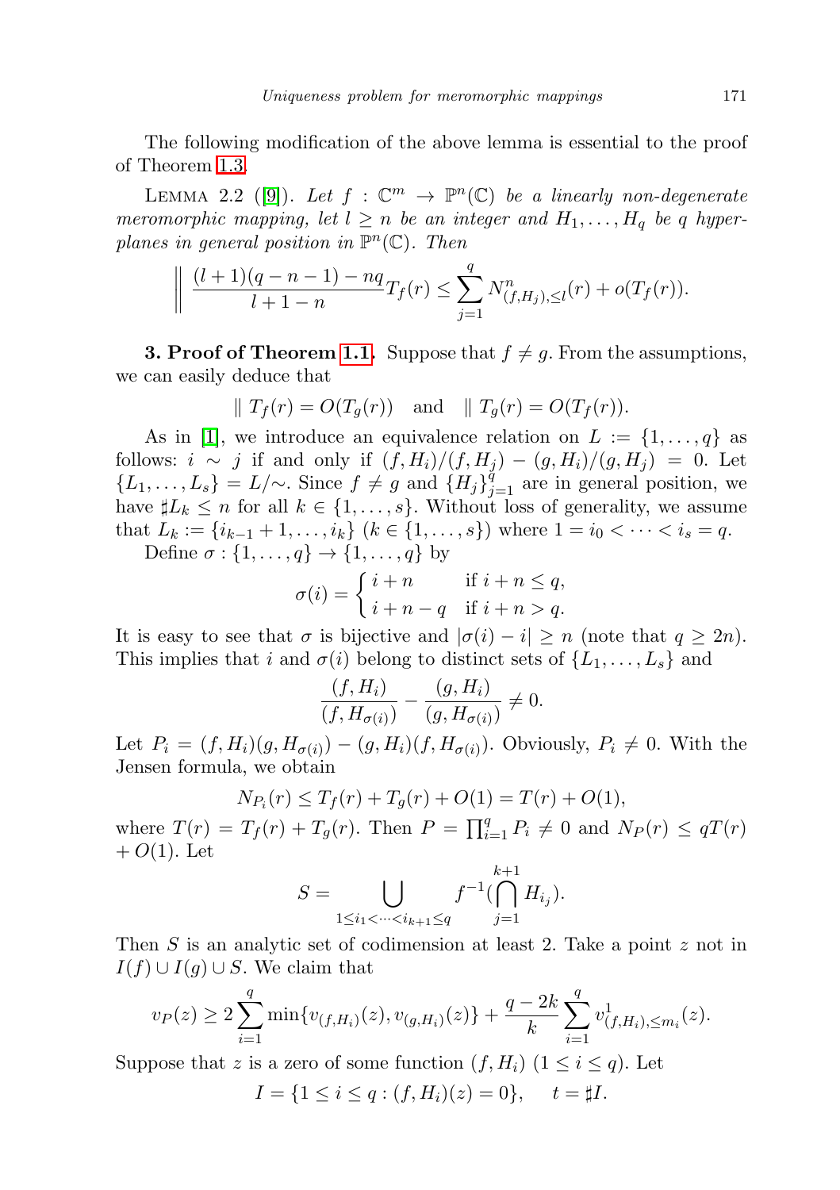The following modification of the above lemma is essential to the proof of Theorem 1.3.

LEMMA 2.2 ([9]). *Let $f : \mathbb{C}^m \to \mathbb{P}^n(\mathbb{C})$ be a linearly non-degenerate meromorphic mapping, let $l \geq n$ be an integer and $H_1, \ldots, H_q$ be $q$ hyperplanes in general position in $\mathbb{P}^n(\mathbb{C})$. Then*

$$\left\| \ \frac{(l+1)(q-n-1)-nq}{l+1-n} T_f(r) \leq \sum_{j=1}^{q} N^n_{(f,H_j),\leq l}(r) + o(T_f(r)). \right.$$

**3. Proof of Theorem 1.1.** Suppose that $f \neq g$. From the assumptions, we can easily deduce that

$$\| \ T_f(r) = O(T_g(r)) \quad \text{and} \quad \| \ T_g(r) = O(T_f(r)).$$

As in [1], we introduce an equivalence relation on $L := \{1, \ldots, q\}$ as follows: $i \sim j$ if and only if $(f, H_i)/(f, H_j) - (g, H_i)/(g, H_j) = 0$. Let $\{L_1, \ldots, L_s\} = L/\sim$. Since $f \neq g$ and $\{H_j\}_{j=1}^q$ are in general position, we have $\sharp L_k \leq n$ for all $k \in \{1, \ldots, s\}$. Without loss of generality, we assume that $L_k := \{i_{k-1}+1, \ldots, i_k\}$ $(k \in \{1, \ldots, s\})$ where $1 = i_0 < \cdots < i_s = q$.

Define $\sigma : \{1, \ldots, q\} \to \{1, \ldots, q\}$ by

$$\sigma(i) = \begin{cases} i+n & \text{if } i+n \leq q, \\ i+n-q & \text{if } i+n > q. \end{cases}$$

It is easy to see that $\sigma$ is bijective and $|\sigma(i) - i| \geq n$ (note that $q \geq 2n$). This implies that $i$ and $\sigma(i)$ belong to distinct sets of $\{L_1, \ldots, L_s\}$ and

$$\frac{(f, H_i)}{(f, H_{\sigma(i)})} - \frac{(g, H_i)}{(g, H_{\sigma(i)})} \neq 0.$$

Let $P_i = (f, H_i)(g, H_{\sigma(i)}) - (g, H_i)(f, H_{\sigma(i)})$. Obviously, $P_i \neq 0$. With the Jensen formula, we obtain

$$N_{P_i}(r) \leq T_f(r) + T_g(r) + O(1) = T(r) + O(1),$$

where $T(r) = T_f(r) + T_g(r)$. Then $P = \prod_{i=1}^q P_i \neq 0$ and $N_P(r) \leq qT(r) + O(1)$. Let

$$S = \bigcup_{1 \leq i_1 < \cdots < i_{k+1} \leq q} f^{-1}\Big(\bigcap_{j=1}^{k+1} H_{i_j}\Big).$$

Then $S$ is an analytic set of codimension at least 2. Take a point $z$ not in $I(f) \cup I(g) \cup S$. We claim that

$$v_P(z) \geq 2 \sum_{i=1}^{q} \min\{v_{(f,H_i)}(z), v_{(g,H_i)}(z)\} + \frac{q-2k}{k} \sum_{i=1}^{q} v^1_{(f,H_i),\leq m_i}(z).$$

Suppose that $z$ is a zero of some function $(f, H_i)$ $(1 \leq i \leq q)$. Let

$$I = \{1 \leq i \leq q : (f, H_i)(z) = 0\}, \quad t = \sharp I.$$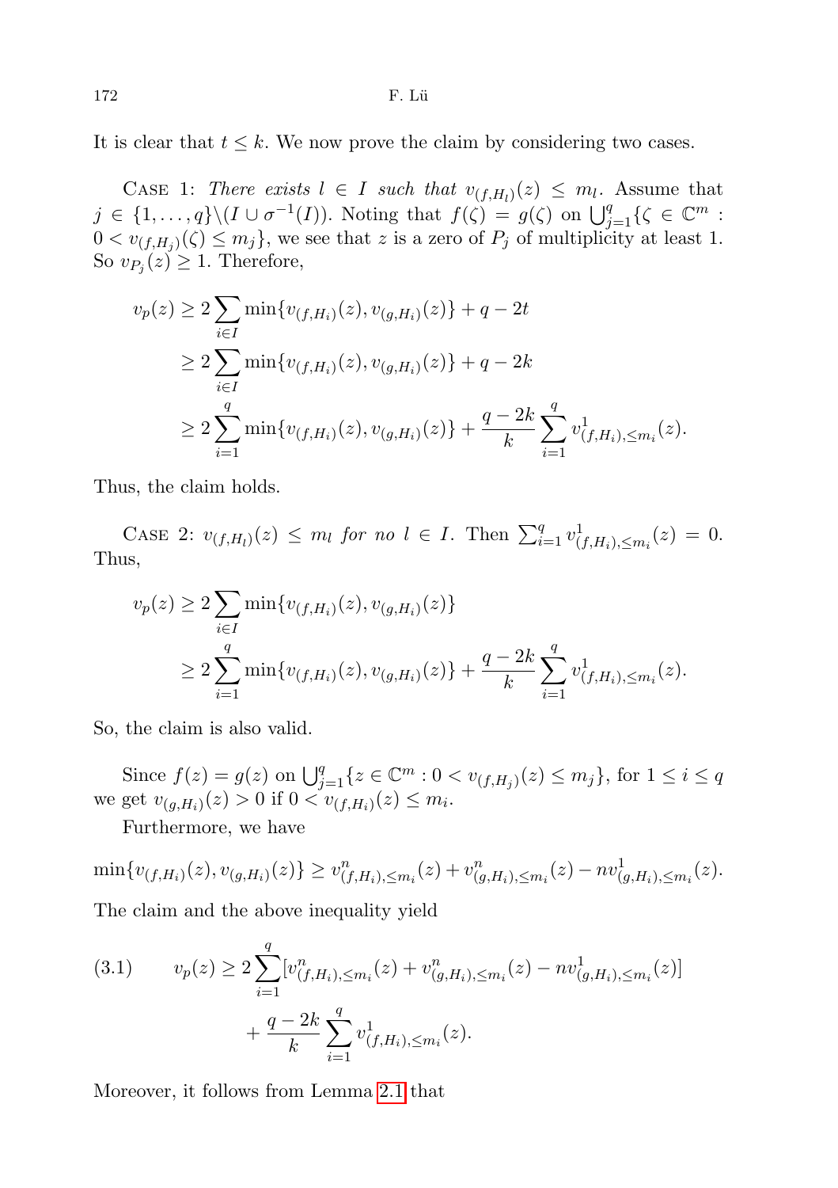It is clear that $t \leq k$. We now prove the claim by considering two cases.

Case 1: *There exists* $l \in I$ *such that* $v_{(f,H_l)}(z) \leq m_l$. Assume that $j \in \{1, \ldots, q\} \backslash (I \cup \sigma^{-1}(I))$. Noting that $f(\zeta) = g(\zeta)$ on $\bigcup_{j=1}^{q} \{\zeta \in \mathbb{C}^m : 0 < v_{(f,H_j)}(\zeta) \leq m_j\}$, we see that $z$ is a zero of $P_j$ of multiplicity at least 1. So $v_{P_j}(z) \geq 1$. Therefore,

$$
\begin{aligned}
v_p(z) &\geq 2 \sum_{i \in I} \min\{v_{(f,H_i)}(z), v_{(g,H_i)}(z)\} + q - 2t \\
&\geq 2 \sum_{i \in I} \min\{v_{(f,H_i)}(z), v_{(g,H_i)}(z)\} + q - 2k \\
&\geq 2 \sum_{i=1}^{q} \min\{v_{(f,H_i)}(z), v_{(g,H_i)}(z)\} + \frac{q-2k}{k} \sum_{i=1}^{q} v^1_{(f,H_i), \leq m_i}(z).
\end{aligned}
$$

Thus, the claim holds.

Case 2: $v_{(f,H_l)}(z) \leq m_l$ *for no* $l \in I$. Then $\sum_{i=1}^{q} v^1_{(f,H_i), \leq m_i}(z) = 0$. Thus,

$$
\begin{aligned}
v_p(z) &\geq 2 \sum_{i \in I} \min\{v_{(f,H_i)}(z), v_{(g,H_i)}(z)\} \\
&\geq 2 \sum_{i=1}^{q} \min\{v_{(f,H_i)}(z), v_{(g,H_i)}(z)\} + \frac{q-2k}{k} \sum_{i=1}^{q} v^1_{(f,H_i), \leq m_i}(z).
\end{aligned}
$$

So, the claim is also valid.

Since $f(z) = g(z)$ on $\bigcup_{j=1}^{q} \{z \in \mathbb{C}^m : 0 < v_{(f,H_j)}(z) \leq m_j\}$, for $1 \leq i \leq q$ we get $v_{(g,H_i)}(z) > 0$ if $0 < v_{(f,H_i)}(z) \leq m_i$.

Furthermore, we have

$$
\min\{v_{(f,H_i)}(z), v_{(g,H_i)}(z)\} \geq v^n_{(f,H_i), \leq m_i}(z) + v^n_{(g,H_i), \leq m_i}(z) - n v^1_{(g,H_i), \leq m_i}(z).
$$

The claim and the above inequality yield

$$
\begin{aligned}
(3.1) \qquad v_p(z) \geq\ & 2 \sum_{i=1}^{q} [v^n_{(f,H_i), \leq m_i}(z) + v^n_{(g,H_i), \leq m_i}(z) - n v^1_{(g,H_i), \leq m_i}(z)] \\
& + \frac{q-2k}{k} \sum_{i=1}^{q} v^1_{(f,H_i), \leq m_i}(z).
\end{aligned}
$$

Moreover, it follows from Lemma 2.1 that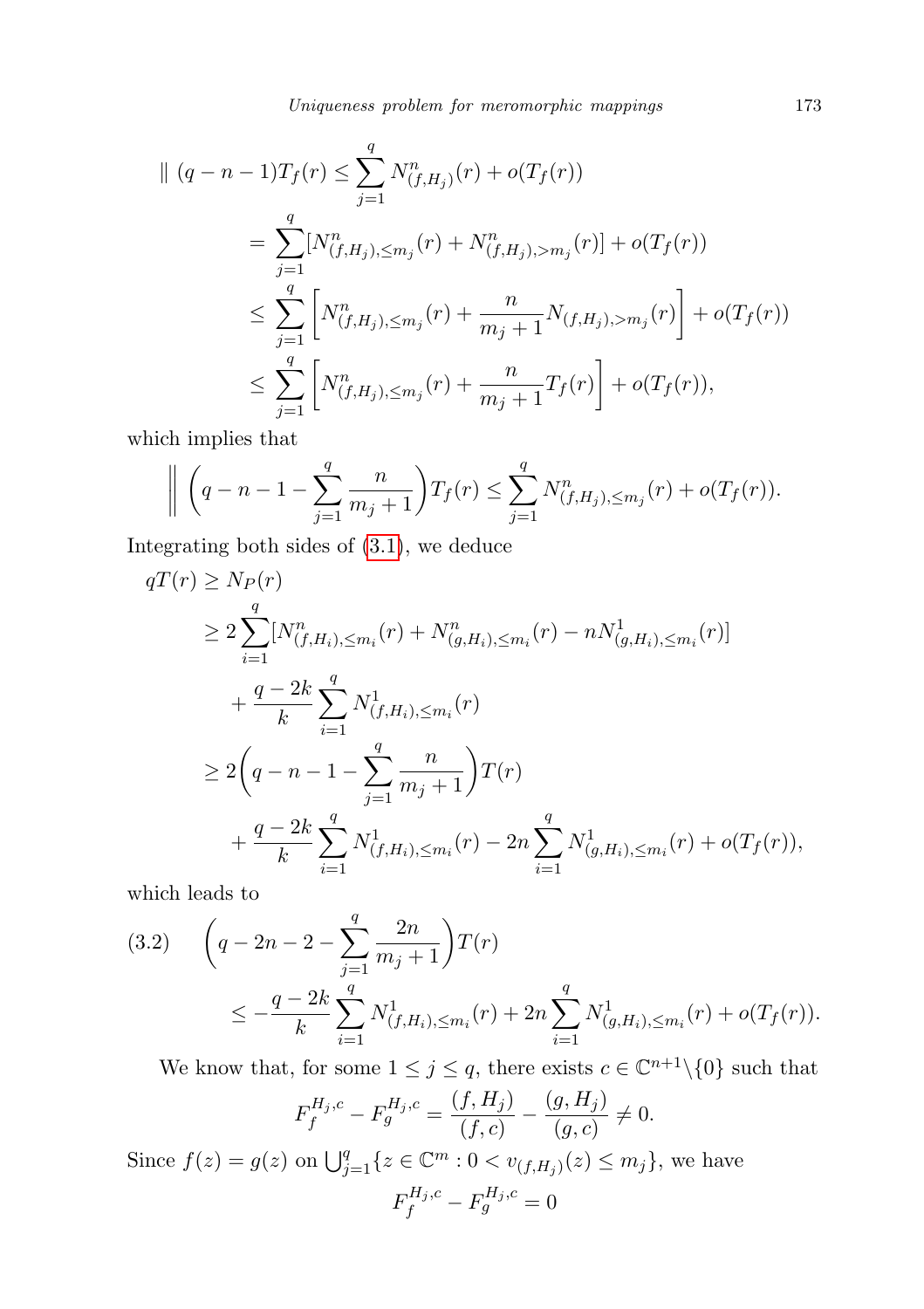$$
\begin{aligned}
\| \ (q-n-1)T_f(r) &\le \sum_{j=1}^{q} N^n_{(f,H_j)}(r) + o(T_f(r)) \\
&= \sum_{j=1}^{q} [N^n_{(f,H_j),\le m_j}(r) + N^n_{(f,H_j),>m_j}(r)] + o(T_f(r)) \\
&\le \sum_{j=1}^{q} \left[ N^n_{(f,H_j),\le m_j}(r) + \frac{n}{m_j+1} N_{(f,H_j),>m_j}(r) \right] + o(T_f(r)) \\
&\le \sum_{j=1}^{q} \left[ N^n_{(f,H_j),\le m_j}(r) + \frac{n}{m_j+1} T_f(r) \right] + o(T_f(r)),
\end{aligned}
$$

which implies that

$$
\left\| \ \left( q-n-1-\sum_{j=1}^{q} \frac{n}{m_j+1} \right) T_f(r) \le \sum_{j=1}^{q} N^n_{(f,H_j),\le m_j}(r) + o(T_f(r)). \right.
$$

Integrating both sides of (3.1), we deduce

$$
\begin{aligned}
qT(r) &\ge N_P(r) \\
&\ge 2\sum_{i=1}^{q} [N^n_{(f,H_i),\le m_i}(r) + N^n_{(g,H_i),\le m_i}(r) - nN^1_{(g,H_i),\le m_i}(r)] \\
&\quad + \frac{q-2k}{k} \sum_{i=1}^{q} N^1_{(f,H_i),\le m_i}(r) \\
&\ge 2\left( q-n-1-\sum_{j=1}^{q} \frac{n}{m_j+1} \right) T(r) \\
&\quad + \frac{q-2k}{k} \sum_{i=1}^{q} N^1_{(f,H_i),\le m_i}(r) - 2n \sum_{i=1}^{q} N^1_{(g,H_i),\le m_i}(r) + o(T_f(r)),
\end{aligned}
$$

which leads to

$$
\begin{aligned}
(3.2) \qquad & \left( q-2n-2-\sum_{j=1}^{q} \frac{2n}{m_j+1} \right) T(r) \\
& \le -\frac{q-2k}{k} \sum_{i=1}^{q} N^1_{(f,H_i),\le m_i}(r) + 2n \sum_{i=1}^{q} N^1_{(g,H_i),\le m_i}(r) + o(T_f(r)).
\end{aligned}
$$

We know that, for some $1 \le j \le q$, there exists $c \in \mathbb{C}^{n+1} \backslash \{0\}$ such that

$$
F_f^{H_j,c} - F_g^{H_j,c} = \frac{(f,H_j)}{(f,c)} - \frac{(g,H_j)}{(g,c)} \ne 0.
$$

Since $f(z) = g(z)$ on $\bigcup_{j=1}^{q} \{z \in \mathbb{C}^m : 0 < v_{(f,H_j)}(z) \le m_j\}$, we have

$$
F_f^{H_j,c} - F_g^{H_j,c} = 0
$$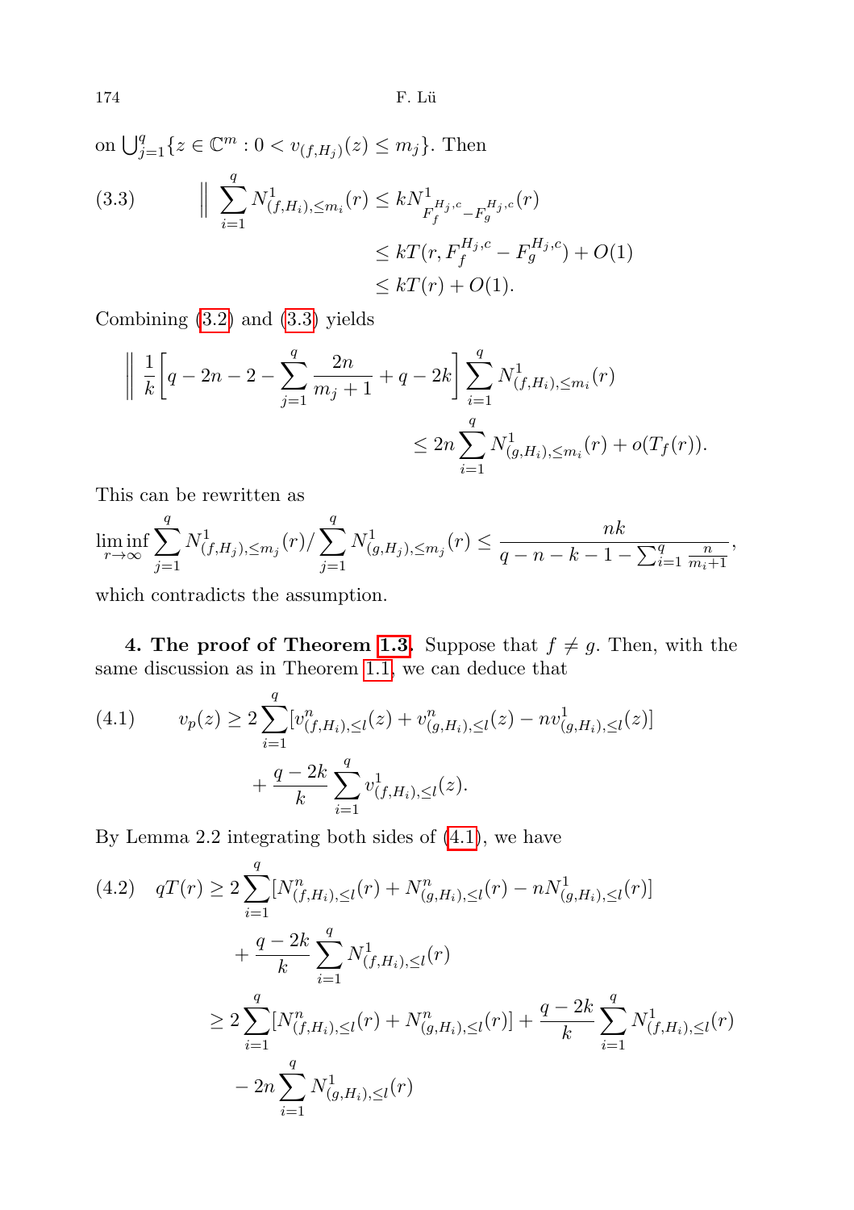on $\bigcup_{j=1}^{q}\{z \in \mathbb{C}^m : 0 < v_{(f,H_j)}(z) \leq m_j\}$. Then

$$\left\| \sum_{i=1}^{q} N^1_{(f,H_i),\leq m_i}(r) \leq k N^1_{F_f^{H_j,c} - F_g^{H_j,c}}(r) \right. \tag{3.3}$$
$$\leq kT(r, F_f^{H_j,c} - F_g^{H_j,c}) + O(1)$$
$$\leq kT(r) + O(1).$$

Combining (3.2) and (3.3) yields

$$\left\| \frac{1}{k}\left[q - 2n - 2 - \sum_{j=1}^{q} \frac{2n}{m_j+1} + q - 2k\right] \sum_{i=1}^{q} N^1_{(f,H_i),\leq m_i}(r) \right.$$
$$\leq 2n \sum_{i=1}^{q} N^1_{(g,H_i),\leq m_i}(r) + o(T_f(r)).$$

This can be rewritten as

$$\liminf_{r\to\infty} \sum_{j=1}^{q} N^1_{(f,H_j),\leq m_j}(r) / \sum_{j=1}^{q} N^1_{(g,H_j),\leq m_j}(r) \leq \frac{nk}{q - n - k - 1 - \sum_{i=1}^{q} \frac{n}{m_i+1}},$$

which contradicts the assumption.

**4. The proof of Theorem 1.3.** Suppose that $f \not\equiv g$. Then, with the same discussion as in Theorem 1.1, we can deduce that

$$v_p(z) \geq 2\sum_{i=1}^{q}[v^n_{(f,H_i),\leq l}(z) + v^n_{(g,H_i),\leq l}(z) - n v^1_{(g,H_i),\leq l}(z)] \tag{4.1}$$
$$+ \frac{q-2k}{k}\sum_{i=1}^{q} v^1_{(f,H_i),\leq l}(z).$$

By Lemma 2.2 integrating both sides of (4.1), we have

$$qT(r) \geq 2\sum_{i=1}^{q}[N^n_{(f,H_i),\leq l}(r) + N^n_{(g,H_i),\leq l}(r) - nN^1_{(g,H_i),\leq l}(r)] \tag{4.2}$$
$$+ \frac{q-2k}{k}\sum_{i=1}^{q} N^1_{(f,H_i),\leq l}(r)$$
$$\geq 2\sum_{i=1}^{q}[N^n_{(f,H_i),\leq l}(r) + N^n_{(g,H_i),\leq l}(r)] + \frac{q-2k}{k}\sum_{i=1}^{q} N^1_{(f,H_i),\leq l}(r)$$
$$- 2n\sum_{i=1}^{q} N^1_{(g,H_i),\leq l}(r)$$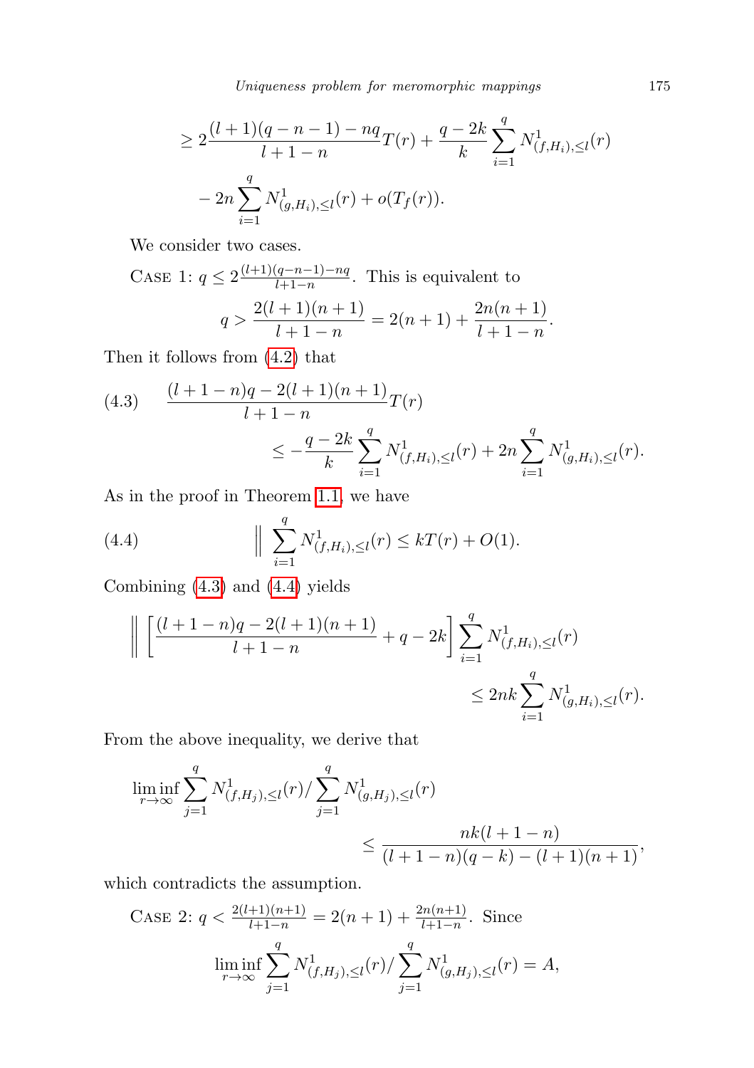$$\geq 2\frac{(l+1)(q-n-1)-nq}{l+1-n}T(r)+\frac{q-2k}{k}\sum_{i=1}^{q}N^{1}_{(f,H_i),\leq l}(r)$$

$$-2n\sum_{i=1}^{q}N^{1}_{(g,H_i),\leq l}(r)+o(T_f(r)).$$

We consider two cases.

CASE 1: $q\leq 2\frac{(l+1)(q-n-1)-nq}{l+1-n}$. This is equivalent to

$$q>\frac{2(l+1)(n+1)}{l+1-n}=2(n+1)+\frac{2n(n+1)}{l+1-n}.$$

Then it follows from (4.2) that

$$\tag{4.3} \frac{(l+1-n)q-2(l+1)(n+1)}{l+1-n}T(r) \leq -\frac{q-2k}{k}\sum_{i=1}^{q}N^{1}_{(f,H_i),\leq l}(r)+2n\sum_{i=1}^{q}N^{1}_{(g,H_i),\leq l}(r).$$

As in the proof in Theorem 1.1, we have

$$\tag{4.4} \Big\|\ \sum_{i=1}^{q}N^{1}_{(f,H_i),\leq l}(r)\leq kT(r)+O(1).$$

Combining (4.3) and (4.4) yields

$$\Big\|\ \left[\frac{(l+1-n)q-2(l+1)(n+1)}{l+1-n}+q-2k\right]\sum_{i=1}^{q}N^{1}_{(f,H_i),\leq l}(r) \leq 2nk\sum_{i=1}^{q}N^{1}_{(g,H_i),\leq l}(r).$$

From the above inequality, we derive that

$$\liminf_{r\to\infty}\sum_{j=1}^{q}N^{1}_{(f,H_j),\leq l}(r)/\sum_{j=1}^{q}N^{1}_{(g,H_j),\leq l}(r) \leq\frac{nk(l+1-n)}{(l+1-n)(q-k)-(l+1)(n+1)},$$

which contradicts the assumption.

CASE 2: $q<\frac{2(l+1)(n+1)}{l+1-n}=2(n+1)+\frac{2n(n+1)}{l+1-n}$. Since

$$\liminf_{r\to\infty}\sum_{j=1}^{q}N^{1}_{(f,H_j),\leq l}(r)/\sum_{j=1}^{q}N^{1}_{(g,H_j),\leq l}(r)=A,$$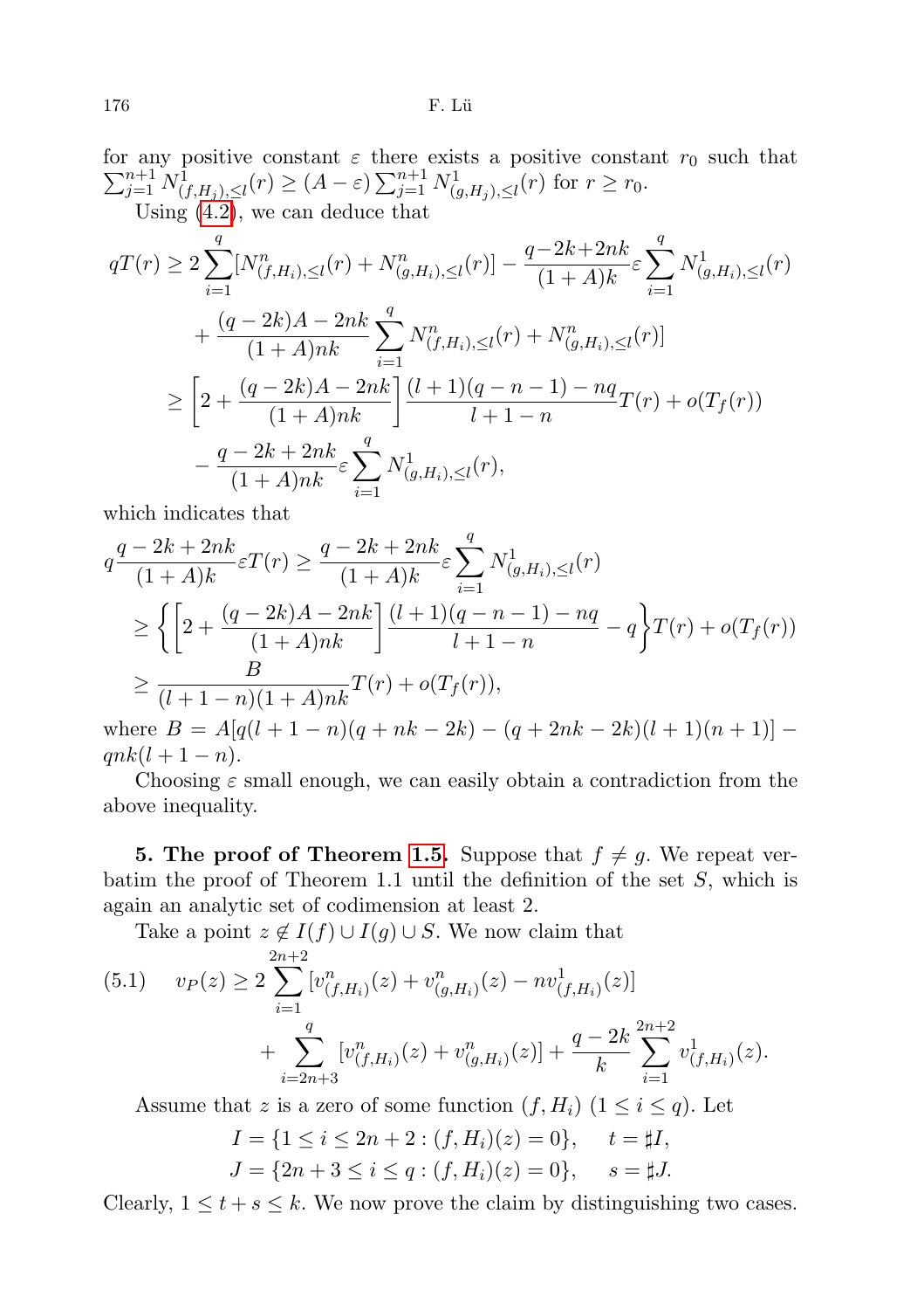for any positive constant $\varepsilon$ there exists a positive constant $r_0$ such that $\sum_{j=1}^{n+1} N^1_{(f,H_j),\le l}(r) \ge (A-\varepsilon)\sum_{j=1}^{n+1} N^1_{(g,H_j),\le l}(r)$ for $r \ge r_0$.

Using (4.2), we can deduce that

$$
\begin{aligned}
qT(r) &\ge 2\sum_{i=1}^{q}[N^n_{(f,H_i),\le l}(r) + N^n_{(g,H_i),\le l}(r)] - \frac{q-2k+2nk}{(1+A)k}\varepsilon \sum_{i=1}^{q} N^1_{(g,H_i),\le l}(r) \\
&\quad + \frac{(q-2k)A-2nk}{(1+A)nk}\sum_{i=1}^{q} N^n_{(f,H_i),\le l}(r) + N^n_{(g,H_i),\le l}(r)] \\
&\ge \left[2 + \frac{(q-2k)A-2nk}{(1+A)nk}\right]\frac{(l+1)(q-n-1)-nq}{l+1-n}T(r) + o(T_f(r)) \\
&\quad - \frac{q-2k+2nk}{(1+A)nk}\varepsilon \sum_{i=1}^{q} N^1_{(g,H_i),\le l}(r),
\end{aligned}
$$

which indicates that

$$
\begin{aligned}
q\frac{q-2k+2nk}{(1+A)k}\varepsilon T(r) &\ge \frac{q-2k+2nk}{(1+A)k}\varepsilon \sum_{i=1}^{q} N^1_{(g,H_i),\le l}(r) \\
&\ge \left\{\left[2 + \frac{(q-2k)A-2nk}{(1+A)nk}\right]\frac{(l+1)(q-n-1)-nq}{l+1-n} - q\right\}T(r) + o(T_f(r)) \\
&\ge \frac{B}{(l+1-n)(1+A)nk}T(r) + o(T_f(r)),
\end{aligned}
$$

where $B = A[q(l+1-n)(q+nk-2k) - (q+2nk-2k)(l+1)(n+1)] - qnk(l+1-n)$.

Choosing $\varepsilon$ small enough, we can easily obtain a contradiction from the above inequality.

**5. The proof of Theorem 1.5.** Suppose that $f \not\equiv g$. We repeat verbatim the proof of Theorem 1.1 until the definition of the set $S$, which is again an analytic set of codimension at least 2.

Take a point $z \notin I(f) \cup I(g) \cup S$. We now claim that

$$
\begin{aligned}
(5.1)\qquad v_P(z) &\ge 2\sum_{i=1}^{2n+2}[v^n_{(f,H_i)}(z) + v^n_{(g,H_i)}(z) - nv^1_{(f,H_i)}(z)] \\
&\quad + \sum_{i=2n+3}^{q}[v^n_{(f,H_i)}(z) + v^n_{(g,H_i)}(z)] + \frac{q-2k}{k}\sum_{i=1}^{2n+2} v^1_{(f,H_i)}(z).
\end{aligned}
$$

Assume that $z$ is a zero of some function $(f,H_i)$ $(1 \le i \le q)$. Let

$$
I = \{1 \le i \le 2n+2 : (f,H_i)(z) = 0\}, \quad t = \sharp I,
$$
$$
J = \{2n+3 \le i \le q : (f,H_i)(z) = 0\}, \quad s = \sharp J.
$$

Clearly, $1 \le t+s \le k$. We now prove the claim by distinguishing two cases.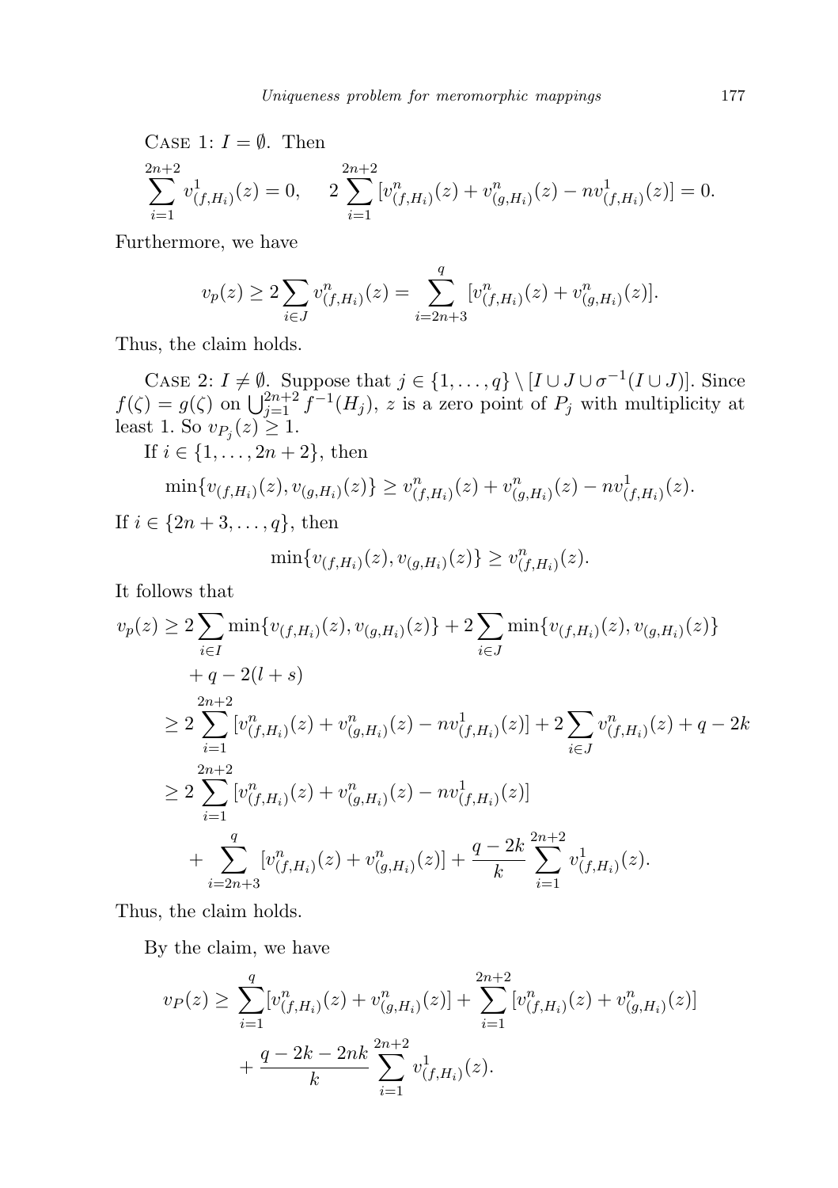Case 1: $I = \emptyset$. Then

$$\sum_{i=1}^{2n+2} v^1_{(f,H_i)}(z) = 0, \qquad 2\sum_{i=1}^{2n+2} [v^n_{(f,H_i)}(z) + v^n_{(g,H_i)}(z) - nv^1_{(f,H_i)}(z)] = 0.$$

Furthermore, we have

$$v_p(z) \geq 2\sum_{i\in J} v^n_{(f,H_i)}(z) = \sum_{i=2n+3}^{q} [v^n_{(f,H_i)}(z) + v^n_{(g,H_i)}(z)].$$

Thus, the claim holds.

Case 2: $I \neq \emptyset$. Suppose that $j \in \{1,\dots,q\} \setminus [I \cup J \cup \sigma^{-1}(I\cup J)]$. Since $f(\zeta) = g(\zeta)$ on $\bigcup_{j=1}^{2n+2} f^{-1}(H_j)$, $z$ is a zero point of $P_j$ with multiplicity at least 1. So $v_{P_j}(z) \geq 1$.

If $i \in \{1,\dots,2n+2\}$, then

$$\min\{v_{(f,H_i)}(z), v_{(g,H_i)}(z)\} \geq v^n_{(f,H_i)}(z) + v^n_{(g,H_i)}(z) - nv^1_{(f,H_i)}(z).$$

If $i \in \{2n+3,\dots,q\}$, then

$$\min\{v_{(f,H_i)}(z), v_{(g,H_i)}(z)\} \geq v^n_{(f,H_i)}(z).$$

It follows that

$$\begin{aligned}
v_p(z) &\geq 2\sum_{i\in I} \min\{v_{(f,H_i)}(z), v_{(g,H_i)}(z)\} + 2\sum_{i\in J} \min\{v_{(f,H_i)}(z), v_{(g,H_i)}(z)\} \\
&\quad + q - 2(l+s) \\
&\geq 2\sum_{i=1}^{2n+2} [v^n_{(f,H_i)}(z) + v^n_{(g,H_i)}(z) - nv^1_{(f,H_i)}(z)] + 2\sum_{i\in J} v^n_{(f,H_i)}(z) + q - 2k \\
&\geq 2\sum_{i=1}^{2n+2} [v^n_{(f,H_i)}(z) + v^n_{(g,H_i)}(z) - nv^1_{(f,H_i)}(z)] \\
&\quad + \sum_{i=2n+3}^{q} [v^n_{(f,H_i)}(z) + v^n_{(g,H_i)}(z)] + \frac{q-2k}{k}\sum_{i=1}^{2n+2} v^1_{(f,H_i)}(z).
\end{aligned}$$

Thus, the claim holds.

By the claim, we have

$$\begin{aligned}
v_P(z) \geq &\sum_{i=1}^{q} [v^n_{(f,H_i)}(z) + v^n_{(g,H_i)}(z)] + \sum_{i=1}^{2n+2} [v^n_{(f,H_i)}(z) + v^n_{(g,H_i)}(z)] \\
&+ \frac{q-2k-2nk}{k}\sum_{i=1}^{2n+2} v^1_{(f,H_i)}(z).
\end{aligned}$$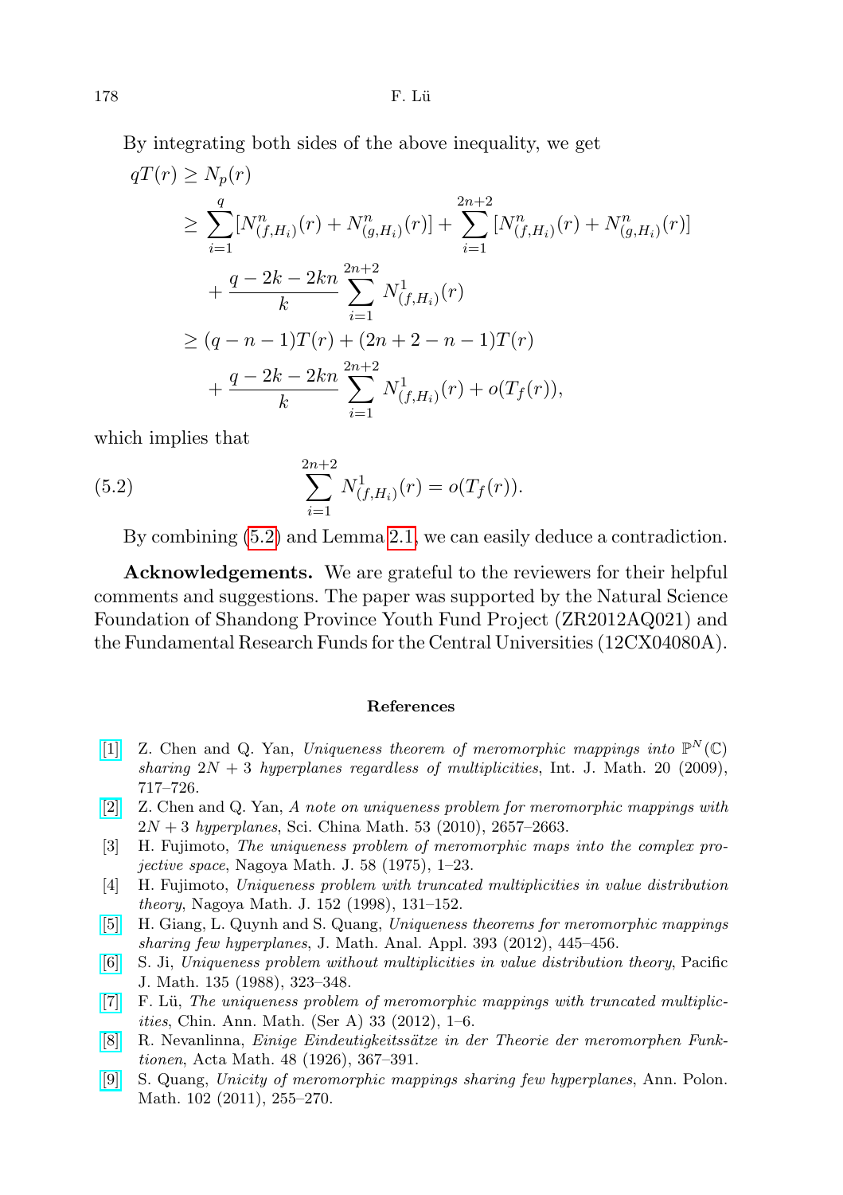By integrating both sides of the above inequality, we get

$$
\begin{aligned}
qT(r) &\geq N_p(r) \\
&\geq \sum_{i=1}^{q}[N^n_{(f,H_i)}(r) + N^n_{(g,H_i)}(r)] + \sum_{i=1}^{2n+2}[N^n_{(f,H_i)}(r) + N^n_{(g,H_i)}(r)] \\
&\quad + \frac{q-2k-2kn}{k}\sum_{i=1}^{2n+2} N^1_{(f,H_i)}(r) \\
&\geq (q-n-1)T(r) + (2n+2-n-1)T(r) \\
&\quad + \frac{q-2k-2kn}{k}\sum_{i=1}^{2n+2} N^1_{(f,H_i)}(r) + o(T_f(r)),
\end{aligned}
$$

which implies that

$$
\sum_{i=1}^{2n+2} N^1_{(f,H_i)}(r) = o(T_f(r)). \tag{5.2}
$$

By combining (5.2) and Lemma 2.1, we can easily deduce a contradiction.

**Acknowledgements.** We are grateful to the reviewers for their helpful comments and suggestions. The paper was supported by the Natural Science Foundation of Shandong Province Youth Fund Project (ZR2012AQ021) and the Fundamental Research Funds for the Central Universities (12CX04080A).

## References

[1] Z. Chen and Q. Yan, *Uniqueness theorem of meromorphic mappings into $\mathbb{P}^N(\mathbb{C})$ sharing $2N+3$ hyperplanes regardless of multiplicities*, Int. J. Math. 20 (2009), 717–726.

[2] Z. Chen and Q. Yan, *A note on uniqueness problem for meromorphic mappings with $2N+3$ hyperplanes*, Sci. China Math. 53 (2010), 2657–2663.

[3] H. Fujimoto, *The uniqueness problem of meromorphic maps into the complex projective space*, Nagoya Math. J. 58 (1975), 1–23.

[4] H. Fujimoto, *Uniqueness problem with truncated multiplicities in value distribution theory*, Nagoya Math. J. 152 (1998), 131–152.

[5] H. Giang, L. Quynh and S. Quang, *Uniqueness theorems for meromorphic mappings sharing few hyperplanes*, J. Math. Anal. Appl. 393 (2012), 445–456.

[6] S. Ji, *Uniqueness problem without multiplicities in value distribution theory*, Pacific J. Math. 135 (1988), 323–348.

[7] F. Lü, *The uniqueness problem of meromorphic mappings with truncated multiplicities*, Chin. Ann. Math. (Ser A) 33 (2012), 1–6.

[8] R. Nevanlinna, *Einige Eindeutigkeitssätze in der Theorie der meromorphen Funktionen*, Acta Math. 48 (1926), 367–391.

[9] S. Quang, *Unicity of meromorphic mappings sharing few hyperplanes*, Ann. Polon. Math. 102 (2011), 255–270.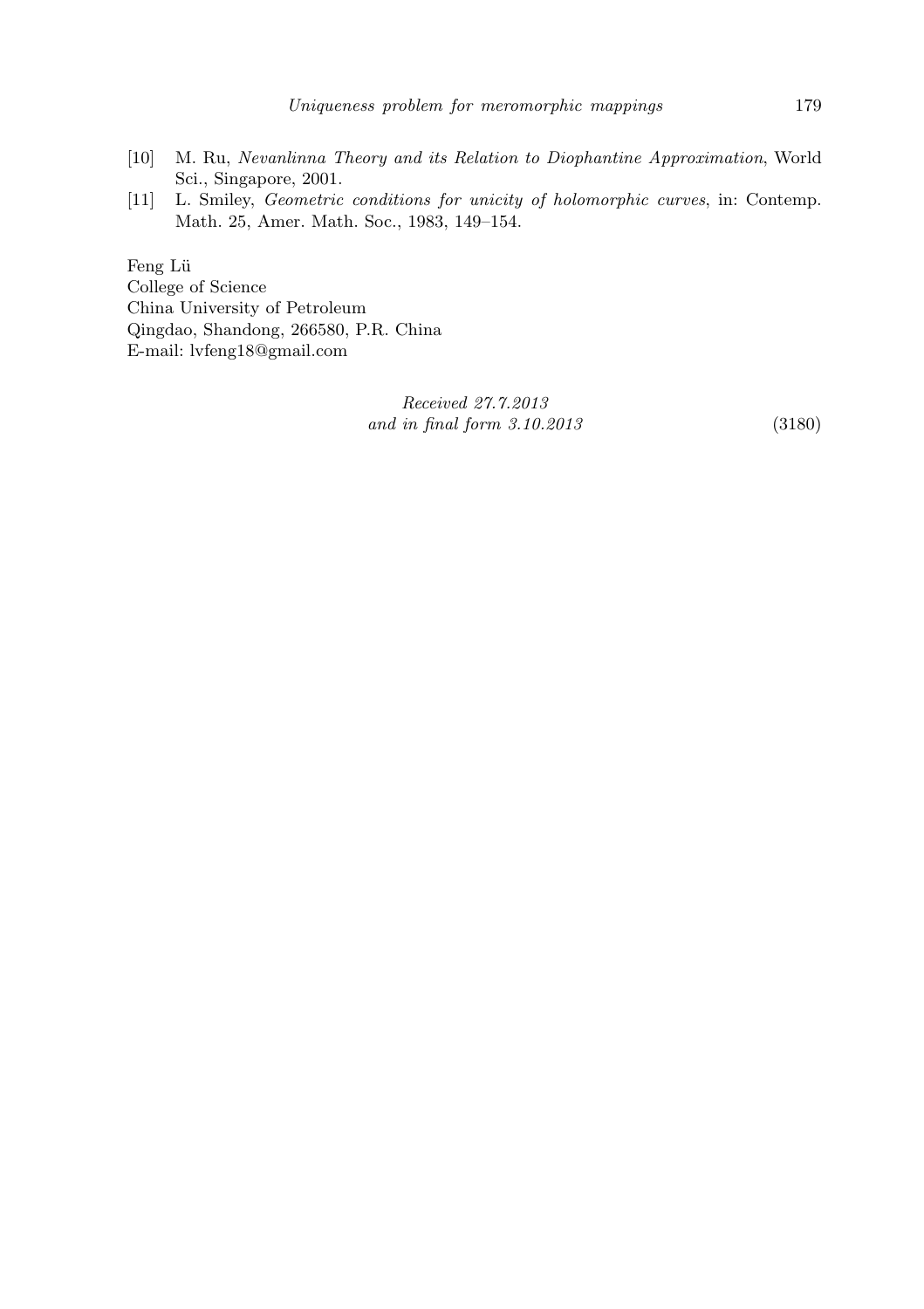[10] M. Ru, *Nevanlinna Theory and its Relation to Diophantine Approximation*, World Sci., Singapore, 2001.

[11] L. Smiley, *Geometric conditions for unicity of holomorphic curves*, in: Contemp. Math. 25, Amer. Math. Soc., 1983, 149–154.

Feng Lü
College of Science
China University of Petroleum
Qingdao, Shandong, 266580, P.R. China
E-mail: lvfeng18@gmail.com

*Received 27.7.2013*
*and in final form 3.10.2013* (3180)